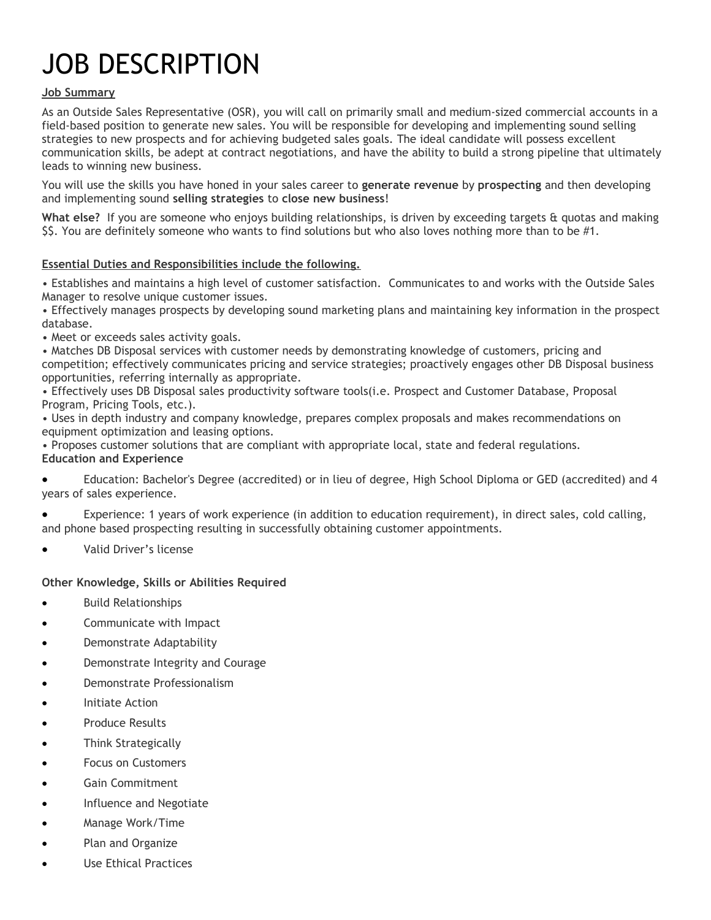# JOB DESCRIPTION

**Job Summary**

As an Outside Sales Representative (OSR), you will call on primarily small and medium-sized commercial accounts in a field-based position to generate new sales. You will be responsible for developing and implementing sound selling strategies to new prospects and for achieving budgeted sales goals. The ideal candidate will possess excellent communication skills, be adept at contract negotiations, and have the ability to build a strong pipeline that ultimately leads to winning new business.

You will use the skills you have honed in your sales career to **generate revenue** by **prospecting** and then developing and implementing sound **selling strategies** to **close new business**!

**What else?** If you are someone who enjoys building relationships, is driven by exceeding targets & quotas and making $$. You are definitely someone who wants to find solutions but who also loves nothing more than to be #1.

**Essential Duties and Responsibilities include the following.**

- Establishes and maintains a high level of customer satisfaction. Communicates to and works with the Outside Sales Manager to resolve unique customer issues.
- Effectively manages prospects by developing sound marketing plans and maintaining key information in the prospect database.
- Meet or exceeds sales activity goals.
- Matches DB Disposal services with customer needs by demonstrating knowledge of customers, pricing and competition; effectively communicates pricing and service strategies; proactively engages other DB Disposal business opportunities, referring internally as appropriate.
- Effectively uses DB Disposal sales productivity software tools(i.e. Prospect and Customer Database, Proposal Program, Pricing Tools, etc.).
- Uses in depth industry and company knowledge, prepares complex proposals and makes recommendations on equipment optimization and leasing options.
- Proposes customer solutions that are compliant with appropriate local, state and federal regulations.

**Education and Experience**

- Education: Bachelor's Degree (accredited) or in lieu of degree, High School Diploma or GED (accredited) and 4 years of sales experience.
- Experience: 1 years of work experience (in addition to education requirement), in direct sales, cold calling, and phone based prospecting resulting in successfully obtaining customer appointments.
- Valid Driver's license

**Other Knowledge, Skills or Abilities Required**

- Build Relationships
- Communicate with Impact
- Demonstrate Adaptability
- Demonstrate Integrity and Courage
- Demonstrate Professionalism
- Initiate Action
- Produce Results
- Think Strategically
- Focus on Customers
- Gain Commitment
- Influence and Negotiate
- Manage Work/Time
- Plan and Organize
- Use Ethical Practices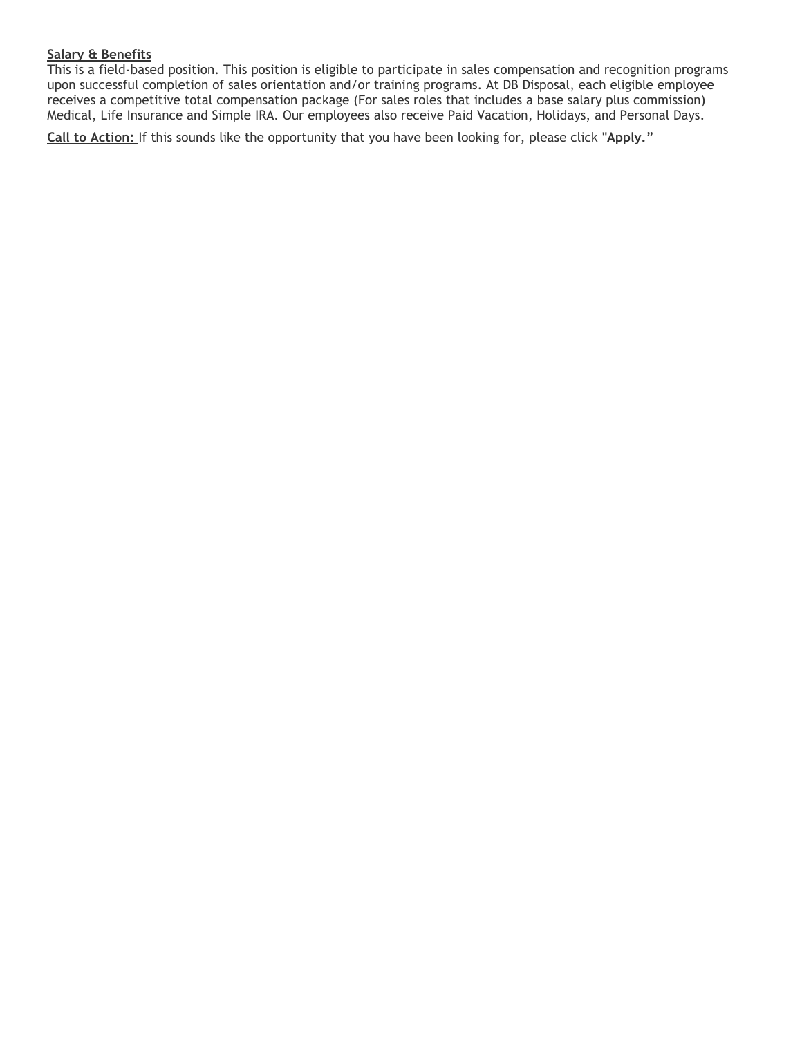**Salary & Benefits**

This is a field-based position. This position is eligible to participate in sales compensation and recognition programs upon successful completion of sales orientation and/or training programs. At DB Disposal, each eligible employee receives a competitive total compensation package (For sales roles that includes a base salary plus commission) Medical, Life Insurance and Simple IRA. Our employees also receive Paid Vacation, Holidays, and Personal Days.

**Call to Action:** If this sounds like the opportunity that you have been looking for, please click "**Apply.**"